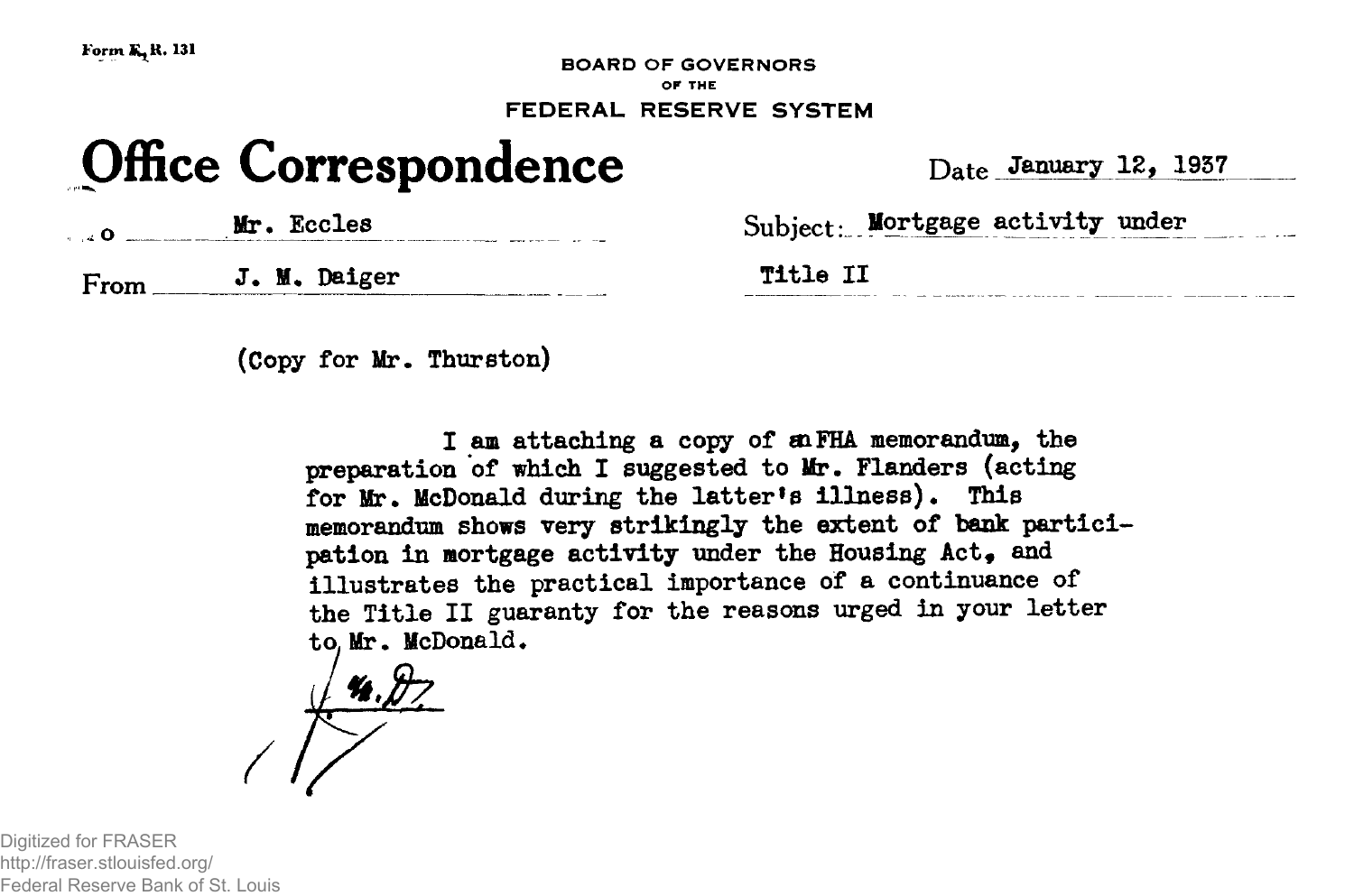Form F. R. 131

BOARD OF GOVERNORS
OF THE
FEDERAL RESERVE SYSTEM

# Office Correspondence

Date January 12, 1937

To Mr. Eccles

From J. M. Daiger

Subject: Mortgage activity under Title II

(Copy for Mr. Thurston)

I am attaching a copy of an FHA memorandum, the preparation of which I suggested to Mr. Flanders (acting for Mr. McDonald during the latter's illness). This memorandum shows very strikingly the extent of bank participation in mortgage activity under the Housing Act, and illustrates the practical importance of a continuance of the Title II guaranty for the reasons urged in your letter to Mr. McDonald.

J. M. D.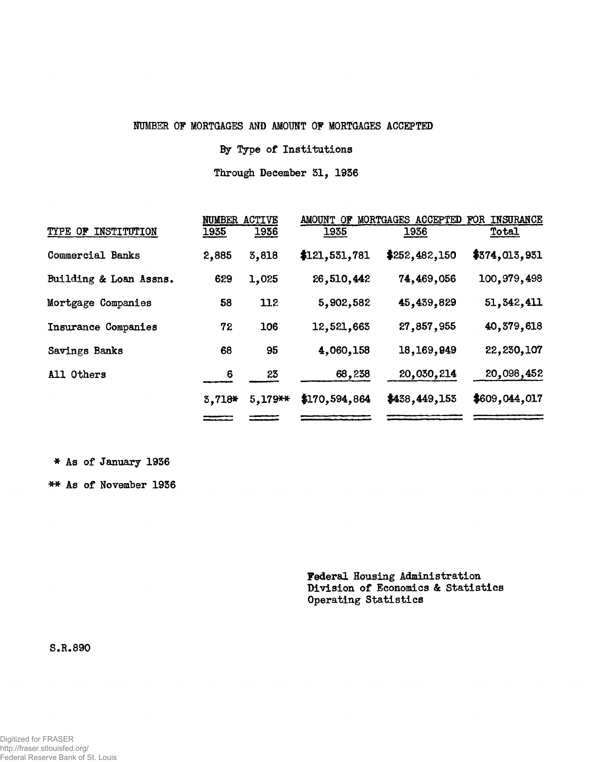NUMBER OF MORTGAGES AND AMOUNT OF MORTGAGES ACCEPTED

By Type of Institutions

Through December 31, 1936

| TYPE OF INSTITUTION | NUMBER ACTIVE | | AMOUNT OF MORTGAGES ACCEPTED FOR INSURANCE | | |
|---|---|---|---|---|---|
| | 1935 | 1936 | 1935 | 1936 | Total |
| Commercial Banks | 2,885 | 3,818 | $121,531,781 | $252,482,150 | $374,013,931 |
| Building & Loan Assns. | 629 | 1,025 | 26,510,442 | 74,469,056 | 100,979,498 |
| Mortgage Companies | 58 | 112 | 5,902,582 | 45,439,829 | 51,342,411 |
| Insurance Companies | 72 | 106 | 12,521,663 | 27,857,955 | 40,379,618 |
| Savings Banks | 68 | 95 | 4,060,158 | 18,169,949 | 22,230,107 |
| All Others | 6 | 23 | 68,238 | 20,030,214 | 20,098,452 |
| | 3,718* | 5,179** | $170,594,864 | $438,449,153 | $609,044,017 |

* As of January 1936

** As of November 1936

Federal Housing Administration
Division of Economics & Statistics
Operating Statistics

S.R.890